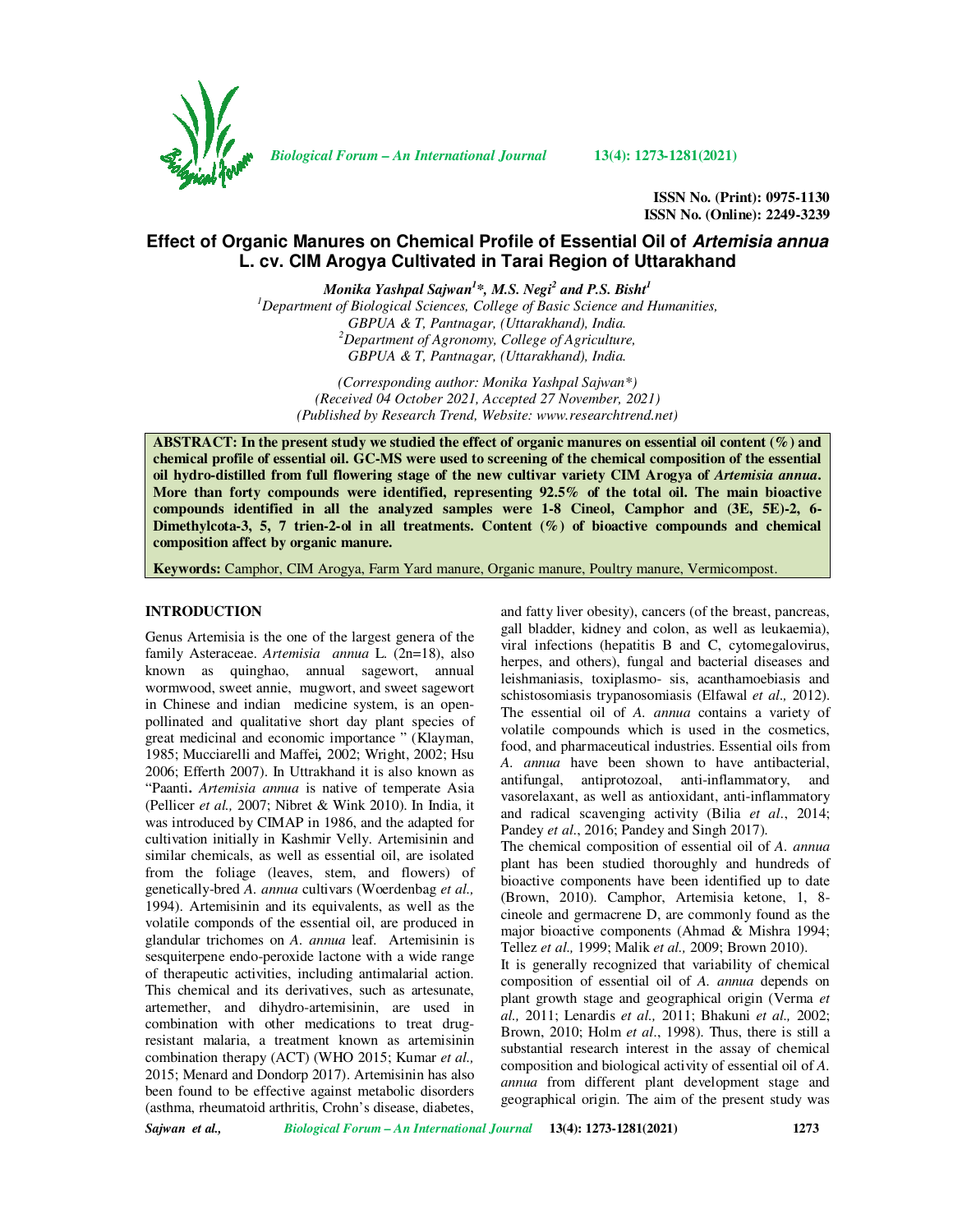ISSN No. (Print): 0975-1130
ISSN No. (Online): 2249-3239

# Effect of Organic Manures on Chemical Profile of Essential Oil of *Artemisia annua* L. cv. CIM Arogya Cultivated in Tarai Region of Uttarakhand

***Monika Yashpal Sajwan[1]*, M.S. Negi[2] and P.S. Bisht[1]***

[1]*Department of Biological Sciences, College of Basic Science and Humanities, GBPUA & T, Pantnagar, (Uttarakhand), India.*
[2]*Department of Agronomy, College of Agriculture, GBPUA & T, Pantnagar, (Uttarakhand), India.*

*(Corresponding author: Monika Yashpal Sajwan*)*
*(Received 04 October 2021, Accepted 27 November, 2021)*
*(Published by Research Trend, Website: www.researchtrend.net)*

**ABSTRACT: In the present study we studied the effect of organic manures on essential oil content (%) and chemical profile of essential oil. GC-MS were used to screening of the chemical composition of the essential oil hydro-distilled from full flowering stage of the new cultivar variety CIM Arogya of *Artemisia annua*. More than forty compounds were identified, representing 92.5% of the total oil. The main bioactive compounds identified in all the analyzed samples were 1-8 Cineol, Camphor and (3E, 5E)-2, 6-Dimethylcota-3, 5, 7 trien-2-ol in all treatments. Content (%) of bioactive compounds and chemical composition affect by organic manure.**

**Keywords:** Camphor, CIM Arogya, Farm Yard manure, Organic manure, Poultry manure, Vermicompost.

## INTRODUCTION

Genus Artemisia is the one of the largest genera of the family Asteraceae. *Artemisia annua* L. (2n=18), also known as quinghao, annual sagewort, annual wormwood, sweet annie, mugwort, and sweet sagewort in Chinese and indian medicine system, is an open-pollinated and qualitative short day plant species of great medicinal and economic importance " (Klayman, 1985; Mucciarelli and Maffei, 2002; Wright, 2002; Hsu 2006; Efferth 2007). In Uttrakhand it is also known as "Paanti**.** *Artemisia annua* is native of temperate Asia (Pellicer *et al.,* 2007; Nibret & Wink 2010). In India, it was introduced by CIMAP in 1986, and the adapted for cultivation initially in Kashmir Velly. Artemisinin and similar chemicals, as well as essential oil, are isolated from the foliage (leaves, stem, and flowers) of genetically-bred *A. annua* cultivars (Woerdenbag *et al.,* 1994). Artemisinin and its equivalents, as well as the volatile componds of the essential oil, are produced in glandular trichomes on *A. annua* leaf. Artemisinin is sesquiterpene endo-peroxide lactone with a wide range of therapeutic activities, including antimalarial action. This chemical and its derivatives, such as artesunate, artemether, and dihydro-artemisinin, are used in combination with other medications to treat drug-resistant malaria, a treatment known as artemisinin combination therapy (ACT) (WHO 2015; Kumar *et al.,* 2015; Menard and Dondorp 2017). Artemisinin has also been found to be effective against metabolic disorders (asthma, rheumatoid arthritis, Crohn's disease, diabetes, and fatty liver obesity), cancers (of the breast, pancreas, gall bladder, kidney and colon, as well as leukaemia), viral infections (hepatitis B and C, cytomegalovirus, herpes, and others), fungal and bacterial diseases and leishmaniasis, toxiplasmo- sis, acanthamoebiasis and schistosomiasis trypanosomiasis (Elfawal *et al.,* 2012). The essential oil of *A. annua* contains a variety of volatile compounds which is used in the cosmetics, food, and pharmaceutical industries. Essential oils from *A. annua* have been shown to have antibacterial, antifungal, antiprotozoal, anti-inflammatory, and vasorelaxant, as well as antioxidant, anti-inflammatory and radical scavenging activity (Bilia *et al*., 2014; Pandey *et al*., 2016; Pandey and Singh 2017).

The chemical composition of essential oil of *A. annua* plant has been studied thoroughly and hundreds of bioactive components have been identified up to date (Brown, 2010). Camphor, Artemisia ketone, 1, 8-cineole and germacrene D, are commonly found as the major bioactive components (Ahmad & Mishra 1994; Tellez *et al.,* 1999; Malik *et al.,* 2009; Brown 2010).

It is generally recognized that variability of chemical composition of essential oil of *A. annua* depends on plant growth stage and geographical origin (Verma *et al.,* 2011; Lenardis *et al.,* 2011; Bhakuni *et al.,* 2002; Brown, 2010; Holm *et al*., 1998). Thus, there is still a substantial research interest in the assay of chemical composition and biological activity of essential oil of *A. annua* from different plant development stage and geographical origin. The aim of the present study was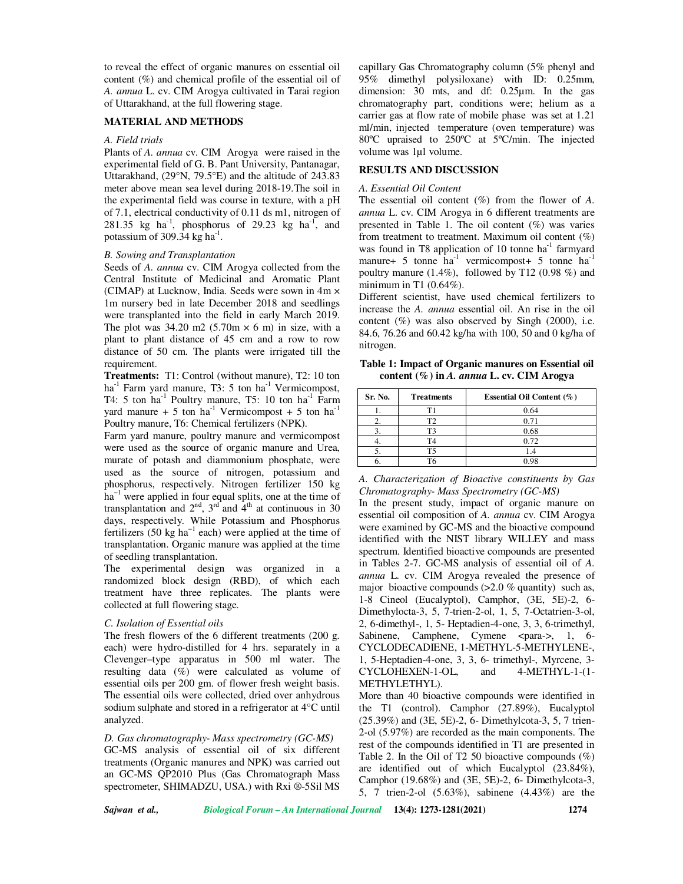to reveal the effect of organic manures on essential oil content (%) and chemical profile of the essential oil of *A. annua* L. cv. CIM Arogya cultivated in Tarai region of Uttarakhand, at the full flowering stage.

## MATERIAL AND METHODS

### *A. Field trials*

Plants of *A. annua* cv. CIM Arogya were raised in the experimental field of G. B. Pant University, Pantanagar, Uttarakhand, (29°N, 79.5°E) and the altitude of 243.83 meter above mean sea level during 2018-19.The soil in the experimental field was course in texture, with a pH of 7.1, electrical conductivity of 0.11 ds m1, nitrogen of 281.35 kg $ha^{-1}$, phosphorus of 29.23 kg $ha^{-1}$, and potassium of 309.34 kg $ha^{-1}$.

### *B. Sowing and Transplantation*

Seeds of *A. annua* cv. CIM Arogya collected from the Central Institute of Medicinal and Aromatic Plant (CIMAP) at Lucknow, India. Seeds were sown in 4m × 1m nursery bed in late December 2018 and seedlings were transplanted into the field in early March 2019. The plot was 34.20 m2 (5.70m × 6 m) in size, with a plant to plant distance of 45 cm and a row to row distance of 50 cm. The plants were irrigated till the requirement.

**Treatments:** T1: Control (without manure), T2: 10 ton $ha^{-1}$ Farm yard manure, T3: 5 ton $ha^{-1}$ Vermicompost, T4: 5 ton $ha^{-1}$ Poultry manure, T5: 10 ton $ha^{-1}$ Farm yard manure + 5 ton $ha^{-1}$ Vermicompost + 5 ton $ha^{-1}$ Poultry manure, T6: Chemical fertilizers (NPK).

Farm yard manure, poultry manure and vermicompost were used as the source of organic manure and Urea, murate of potash and diammonium phosphate, were used as the source of nitrogen, potassium and phosphorus, respectively. Nitrogen fertilizer 150 kg $ha^{-1}$ were applied in four equal splits, one at the time of transplantation and $2^{nd}$, $3^{rd}$ and $4^{th}$ at continuous in 30 days, respectively. While Potassium and Phosphorus fertilizers (50 kg $ha^{-1}$ each) were applied at the time of transplantation. Organic manure was applied at the time of seedling transplantation.

The experimental design was organized in a randomized block design (RBD), of which each treatment have three replicates. The plants were collected at full flowering stage.

### *C. Isolation of Essential oils*

The fresh flowers of the 6 different treatments (200 g. each) were hydro-distilled for 4 hrs. separately in a Clevenger–type apparatus in 500 ml water. The resulting data (%) were calculated as volume of essential oils per 200 gm. of flower fresh weight basis. The essential oils were collected, dried over anhydrous sodium sulphate and stored in a refrigerator at 4°C until analyzed.

### *D. Gas chromatography- Mass spectrometry (GC-MS)*

GC-MS analysis of essential oil of six different treatments (Organic manures and NPK) was carried out an GC-MS QP2010 Plus (Gas Chromatograph Mass spectrometer, SHIMADZU, USA.) with Rxi ®-5Sil MS capillary Gas Chromatography column (5% phenyl and 95% dimethyl polysiloxane) with ID: 0.25mm, dimension: 30 mts, and df: 0.25µm. In the gas chromatography part, conditions were; helium as a carrier gas at flow rate of mobile phase was set at 1.21 ml/min, injected temperature (oven temperature) was 80ºC upraised to 250ºC at 5ºC/min. The injected volume was 1µl volume.

## RESULTS AND DISCUSSION

### *A. Essential Oil Content*

The essential oil content (%) from the flower of *A. annua* L. cv. CIM Arogya in 6 different treatments are presented in Table 1. The oil content (%) was varies from treatment to treatment. Maximum oil content (%) was found in T8 application of 10 tonne $ha^{-1}$ farmyard manure+ 5 tonne $ha^{-1}$ vermicompost+ 5 tonne $ha^{-1}$ poultry manure (1.4%), followed by T12 (0.98 %) and minimum in T1 (0.64%).

Different scientist, have used chemical fertilizers to increase the *A. annua* essential oil. An rise in the oil content (%) was also observed by Singh (2000), i.e. 84.6, 76.26 and 60.42 kg/ha with 100, 50 and 0 kg/ha of nitrogen.

**Table 1: Impact of Organic manures on Essential oil content (%) in *A. annua* L. cv. CIM Arogya**

| Sr. No. | Treatments | Essential Oil Content (%) |
|---|---|---|
| 1. | T1 | 0.64 |
| 2. | T2 | 0.71 |
| 3. | T3 | 0.68 |
| 4. | T4 | 0.72 |
| 5. | T5 | 1.4 |
| 6. | T6 | 0.98 |

### *A. Characterization of Bioactive constituents by Gas Chromatography- Mass Spectrometry (GC-MS)*

In the present study, impact of organic manure on essential oil composition of *A. annua* cv. CIM Arogya were examined by GC-MS and the bioactive compound identified with the NIST library WILLEY and mass spectrum. Identified bioactive compounds are presented in Tables 2-7. GC-MS analysis of essential oil of *A. annua* L. cv. CIM Arogya revealed the presence of major bioactive compounds (>2.0 % quantity) such as, 1-8 Cineol (Eucalyptol), Camphor, (3E, 5E)-2, 6-Dimethylocta-3, 5, 7-trien-2-ol, 1, 5, 7-Octatrien-3-ol, 2, 6-dimethyl-, 1, 5- Heptadien-4-one, 3, 3, 6-trimethyl, Sabinene, Camphene, Cymene <para->, 1, 6-CYCLODECADIENE, 1-METHYL-5-METHYLENE-, 1, 5-Heptadien-4-one, 3, 3, 6- trimethyl-, Myrcene, 3-CYCLOHEXEN-1-OL, and 4-METHYL-1-(1-METHYLETHYL).

More than 40 bioactive compounds were identified in the T1 (control). Camphor (27.89%), Eucalyptol (25.39%) and (3E, 5E)-2, 6- Dimethylcota-3, 5, 7 trien-2-ol (5.97%) are recorded as the main components. The rest of the compounds identified in T1 are presented in Table 2. In the Oil of T2 50 bioactive compounds (%) are identified out of which Eucalyptol (23.84%), Camphor (19.68%) and (3E, 5E)-2, 6- Dimethylcota-3, 5, 7 trien-2-ol (5.63%), sabinene (4.43%) are the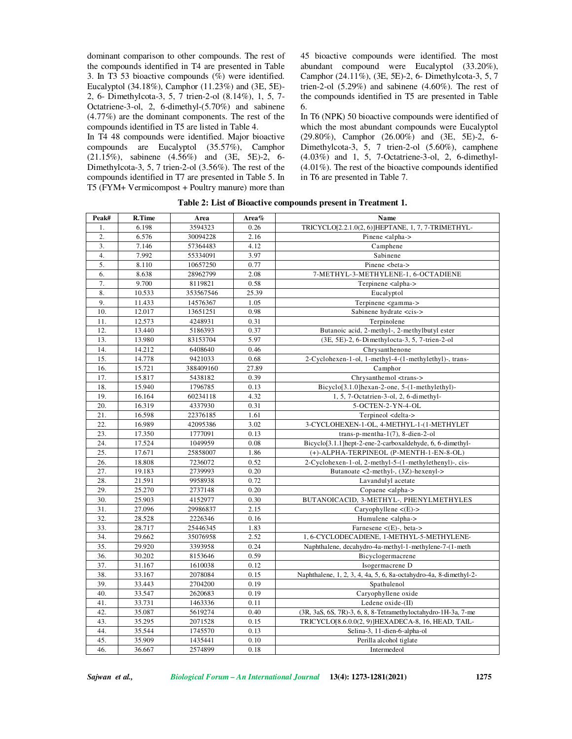dominant comparison to other compounds. The rest of the compounds identified in T4 are presented in Table 3. In T3 53 bioactive compounds (%) were identified. Eucalyptol (34.18%), Camphor (11.23%) and (3E, 5E)-2, 6- Dimethylcota-3, 5, 7 trien-2-ol (8.14%), 1, 5, 7-Octatriene-3-ol, 2, 6-dimethyl-(5.70%) and sabinene (4.77%) are the dominant components. The rest of the compounds identified in T5 are listed in Table 4.

In T4 48 compounds were identified. Major bioactive compounds are Eucalyptol (35.57%), Camphor (21.15%), sabinene (4.56%) and (3E, 5E)-2, 6-Dimethylcota-3, 5, 7 trien-2-ol (3.56%). The rest of the compounds identified in T7 are presented in Table 5. In T5 (FYM+ Vermicompost + Poultry manure) more than 45 bioactive compounds were identified. The most abundant compound were Eucalyptol (33.20%), Camphor (24.11%), (3E, 5E)-2, 6- Dimethylcota-3, 5, 7 trien-2-ol (5.29%) and sabinene (4.60%). The rest of the compounds identified in T5 are presented in Table 6.

In T6 (NPK) 50 bioactive compounds were identified of which the most abundant compounds were Eucalyptol (29.80%), Camphor (26.00%) and (3E, 5E)-2, 6-Dimethylcota-3, 5, 7 trien-2-ol (5.60%), camphene (4.03%) and 1, 5, 7-Octatriene-3-ol, 2, 6-dimethyl-(4.01%). The rest of the bioactive compounds identified in T6 are presented in Table 7.

**Table 2: List of Bioactive compounds present in Treatment 1.**

| Peak# | R.Time | Area | Area% | Name |
|---|---|---|---|---|
| 1. | 6.198 | 3594323 | 0.26 | TRICYCLO[2.2.1.0(2, 6)]HEPTANE, 1, 7, 7-TRIMETHYL- |
| 2. | 6.576 | 30094228 | 2.16 | Pinene <alpha-> |
| 3. | 7.146 | 57364483 | 4.12 | Camphene |
| 4. | 7.992 | 55334091 | 3.97 | Sabinene |
| 5. | 8.110 | 10657250 | 0.77 | Pinene <beta-> |
| 6. | 8.638 | 28962799 | 2.08 | 7-METHYL-3-METHYLENE-1, 6-OCTADIENE |
| 7. | 9.700 | 8119821 | 0.58 | Terpinene <alpha-> |
| 8. | 10.533 | 353567546 | 25.39 | Eucalyptol |
| 9. | 11.433 | 14576367 | 1.05 | Terpinene <gamma-> |
| 10. | 12.017 | 13651251 | 0.98 | Sabinene hydrate <cis-> |
| 11. | 12.573 | 4248931 | 0.31 | Terpinolene |
| 12. | 13.440 | 5186393 | 0.37 | Butanoic acid, 2-methyl-, 2-methylbutyl ester |
| 13. | 13.980 | 83153704 | 5.97 | (3E, 5E)-2, 6-Dimethylocta-3, 5, 7-trien-2-ol |
| 14. | 14.212 | 6408640 | 0.46 | Chrysanthenone |
| 15. | 14.778 | 9421033 | 0.68 | 2-Cyclohexen-1-ol, 1-methyl-4-(1-methylethyl)-, trans- |
| 16. | 15.721 | 388409160 | 27.89 | Camphor |
| 17. | 15.817 | 5438182 | 0.39 | Chrysanthemol <trans-> |
| 18. | 15.940 | 1796785 | 0.13 | Bicyclo[3.1.0]hexan-2-one, 5-(1-methylethyl)- |
| 19. | 16.164 | 60234118 | 4.32 | 1, 5, 7-Octatrien-3-ol, 2, 6-dimethyl- |
| 20. | 16.319 | 4337930 | 0.31 | 5-OCTEN-2-YN-4-OL |
| 21. | 16.598 | 22376185 | 1.61 | Terpineol <delta-> |
| 22. | 16.989 | 42095386 | 3.02 | 3-CYCLOHEXEN-1-OL, 4-METHYL-1-(1-METHYLET |
| 23. | 17.350 | 1777091 | 0.13 | trans-p-mentha-1(7), 8-dien-2-ol |
| 24. | 17.524 | 1049959 | 0.08 | Bicyclo[3.1.1]hept-2-ene-2-carboxaldehyde, 6, 6-dimethyl- |
| 25. | 17.671 | 25858007 | 1.86 | (+)-ALPHA-TERPINEOL (P-MENTH-1-EN-8-OL) |
| 26. | 18.808 | 7236072 | 0.52 | 2-Cyclohexen-1-ol, 2-methyl-5-(1-methylethenyl)-, cis- |
| 27. | 19.183 | 2739993 | 0.20 | Butanoate <2-methyl-, (3Z)-hexenyl-> |
| 28. | 21.591 | 9958938 | 0.72 | Lavandulyl acetate |
| 29. | 25.270 | 2737148 | 0.20 | Copaene <alpha-> |
| 30. | 25.903 | 4152977 | 0.30 | BUTANOICACID, 3-METHYL-, PHENYLMETHYLES |
| 31. | 27.096 | 29986837 | 2.15 | Caryophyllene <(E)-> |
| 32. | 28.528 | 2226346 | 0.16 | Humulene <alpha-> |
| 33. | 28.717 | 25446345 | 1.83 | Farnesene <(E)-, beta-> |
| 34. | 29.662 | 35076958 | 2.52 | 1, 6-CYCLODECADIENE, 1-METHYL-5-METHYLENE- |
| 35. | 29.920 | 3393958 | 0.24 | Naphthalene, decahydro-4a-methyl-1-methylene-7-(1-meth |
| 36. | 30.202 | 8153646 | 0.59 | Bicyclogermacrene |
| 37. | 31.167 | 1610038 | 0.12 | Isogermacrene D |
| 38. | 33.167 | 2078084 | 0.15 | Naphthalene, 1, 2, 3, 4, 4a, 5, 6, 8a-octahydro-4a, 8-dimethyl-2- |
| 39. | 33.443 | 2704200 | 0.19 | Spathulenol |
| 40. | 33.547 | 2620683 | 0.19 | Caryophyllene oxide |
| 41. | 33.731 | 1463336 | 0.11 | Ledene oxide-(II) |
| 42. | 35.087 | 5619274 | 0.40 | (3R, 3aS, 6S, 7R)-3, 6, 8, 8-Tetramethyloctahydro-1H-3a, 7-me |
| 43. | 35.295 | 2071528 | 0.15 | TRICYCLO[8.6.0.0(2, 9)]HEXADECA-8, 16, HEAD, TAIL- |
| 44. | 35.544 | 1745570 | 0.13 | Selina-3, 11-dien-6-alpha-ol |
| 45. | 35.909 | 1435441 | 0.10 | Perilla alcohol tiglate |
| 46. | 36.667 | 2574899 | 0.18 | Intermedeol |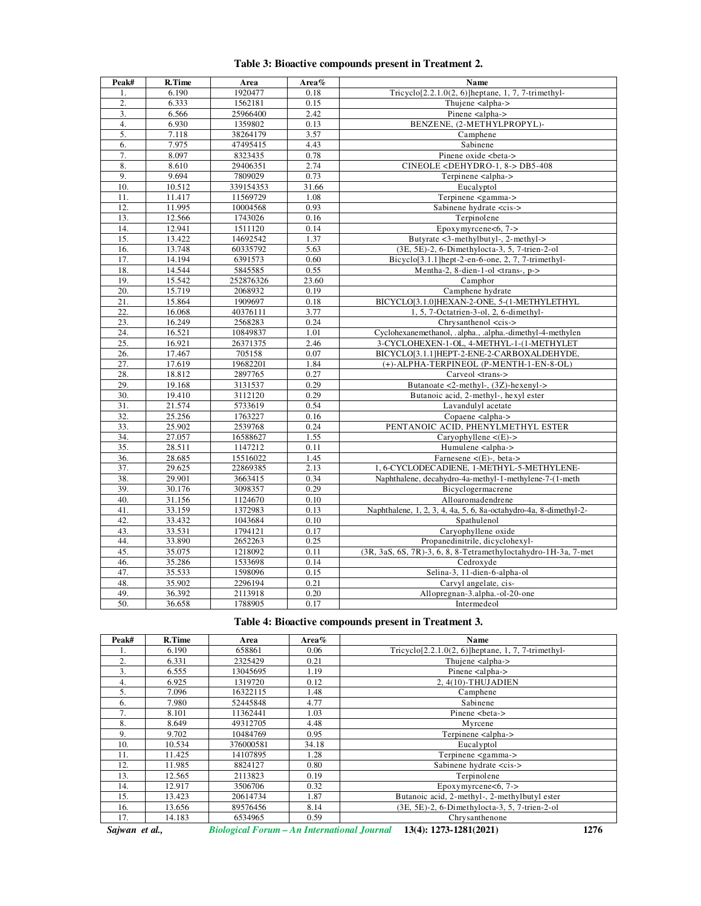**Table 3: Bioactive compounds present in Treatment 2.**

| Peak# | R.Time | Area | Area% | Name |
|---|---|---|---|---|
| 1. | 6.190 | 1920477 | 0.18 | Tricyclo[2.2.1.0(2, 6)]heptane, 1, 7, 7-trimethyl- |
| 2. | 6.333 | 1562181 | 0.15 | Thujene <alpha-> |
| 3. | 6.566 | 25966400 | 2.42 | Pinene <alpha-> |
| 4. | 6.930 | 1359802 | 0.13 | BENZENE, (2-METHYLPROPYL)- |
| 5. | 7.118 | 38264179 | 3.57 | Camphene |
| 6. | 7.975 | 47495415 | 4.43 | Sabinene |
| 7. | 8.097 | 8323435 | 0.78 | Pinene oxide <beta-> |
| 8. | 8.610 | 29406351 | 2.74 | CINEOLE <DEHYDRO-1, 8-> DB5-408 |
| 9. | 9.694 | 7809029 | 0.73 | Terpinene <alpha-> |
| 10. | 10.512 | 339154353 | 31.66 | Eucalyptol |
| 11. | 11.417 | 11569729 | 1.08 | Terpinene <gamma-> |
| 12. | 11.995 | 10004568 | 0.93 | Sabinene hydrate <cis-> |
| 13. | 12.566 | 1743026 | 0.16 | Terpinolene |
| 14. | 12.941 | 1511120 | 0.14 | Epoxymyrcene<6, 7-> |
| 15. | 13.422 | 14692542 | 1.37 | Butyrate <3-methylbutyl-, 2-methyl-> |
| 16. | 13.748 | 60335792 | 5.63 | (3E, 5E)-2, 6-Dimethylocta-3, 5, 7-trien-2-ol |
| 17. | 14.194 | 6391573 | 0.60 | Bicyclo[3.1.1]hept-2-en-6-one, 2, 7, 7-trimethyl- |
| 18. | 14.544 | 5845585 | 0.55 | Mentha-2, 8-dien-1-ol <trans-, p-> |
| 19. | 15.542 | 252876326 | 23.60 | Camphor |
| 20. | 15.719 | 2068932 | 0.19 | Camphene hydrate |
| 21. | 15.864 | 1909697 | 0.18 | BICYCLO[3.1.0]HEXAN-2-ONE, 5-(1-METHYLETHYL |
| 22. | 16.068 | 40376111 | 3.77 | 1, 5, 7-Octatrien-3-ol, 2, 6-dimethyl- |
| 23. | 16.249 | 2568283 | 0.24 | Chrysanthenol <cis-> |
| 24. | 16.521 | 10849837 | 1.01 | Cyclohexanemethanol, .alpha., .alpha.-dimethyl-4-methylen |
| 25. | 16.921 | 26371375 | 2.46 | 3-CYCLOHEXEN-1-OL, 4-METHYL-1-(1-METHYLET |
| 26. | 17.467 | 705158 | 0.07 | BICYCLO[3.1.1]HEPT-2-ENE-2-CARBOXALDEHYDE, |
| 27. | 17.619 | 19682201 | 1.84 | (+)-ALPHA-TERPINEOL (P-MENTH-1-EN-8-OL) |
| 28. | 18.812 | 2897765 | 0.27 | Carveol <trans-> |
| 29. | 19.168 | 3131537 | 0.29 | Butanoate <2-methyl-, (3Z)-hexenyl-> |
| 30. | 19.410 | 3112120 | 0.29 | Butanoic acid, 2-methyl-, hexyl ester |
| 31. | 21.574 | 5733619 | 0.54 | Lavandulyl acetate |
| 32. | 25.256 | 1763227 | 0.16 | Copaene <alpha-> |
| 33. | 25.902 | 2539768 | 0.24 | PENTANOIC ACID, PHENYLMETHYL ESTER |
| 34. | 27.057 | 16588627 | 1.55 | Caryophyllene <(E)-> |
| 35. | 28.511 | 1147212 | 0.11 | Humulene <alpha-> |
| 36. | 28.685 | 15516022 | 1.45 | Farnesene <(E)-, beta-> |
| 37. | 29.625 | 22869385 | 2.13 | 1, 6-CYCLODECADIENE, 1-METHYL-5-METHYLENE- |
| 38. | 29.901 | 3663415 | 0.34 | Naphthalene, decahydro-4a-methyl-1-methylene-7-(1-meth |
| 39. | 30.176 | 3098357 | 0.29 | Bicyclogermacrene |
| 40. | 31.156 | 1124670 | 0.10 | Alloaromadendrene |
| 41. | 33.159 | 1372983 | 0.13 | Naphthalene, 1, 2, 3, 4, 4a, 5, 6, 8a-octahydro-4a, 8-dimethyl-2- |
| 42. | 33.432 | 1043684 | 0.10 | Spathulenol |
| 43. | 33.531 | 1794121 | 0.17 | Caryophyllene oxide |
| 44. | 33.890 | 2652263 | 0.25 | Propanedinitrile, dicyclohexyl- |
| 45. | 35.075 | 1218092 | 0.11 | (3R, 3aS, 6S, 7R)-3, 6, 8, 8-Tetramethyloctahydro-1H-3a, 7-met |
| 46. | 35.286 | 1533698 | 0.14 | Cedroxyde |
| 47. | 35.533 | 1598096 | 0.15 | Selina-3, 11-dien-6-alpha-ol |
| 48. | 35.902 | 2296194 | 0.21 | Carvyl angelate, cis- |
| 49. | 36.392 | 2113918 | 0.20 | Allopregnan-3.alpha.-ol-20-one |
| 50. | 36.658 | 1788905 | 0.17 | Intermedeol |

**Table 4: Bioactive compounds present in Treatment 3.**

| Peak# | R.Time | Area | Area% | Name |
|---|---|---|---|---|
| 1. | 6.190 | 658861 | 0.06 | Tricyclo[2.2.1.0(2, 6)]heptane, 1, 7, 7-trimethyl- |
| 2. | 6.331 | 2325429 | 0.21 | Thujene <alpha-> |
| 3. | 6.555 | 13045695 | 1.19 | Pinene <alpha-> |
| 4. | 6.925 | 1319720 | 0.12 | 2, 4(10)-THUJADIEN |
| 5. | 7.096 | 16322115 | 1.48 | Camphene |
| 6. | 7.980 | 52445848 | 4.77 | Sabinene |
| 7. | 8.101 | 11362441 | 1.03 | Pinene <beta-> |
| 8. | 8.649 | 49312705 | 4.48 | Myrcene |
| 9. | 9.702 | 10484769 | 0.95 | Terpinene <alpha-> |
| 10. | 10.534 | 376000581 | 34.18 | Eucalyptol |
| 11. | 11.425 | 14107895 | 1.28 | Terpinene <gamma-> |
| 12. | 11.985 | 8824127 | 0.80 | Sabinene hydrate <cis-> |
| 13. | 12.565 | 2113823 | 0.19 | Terpinolene |
| 14. | 12.917 | 3506706 | 0.32 | Epoxymyrcene<6, 7-> |
| 15. | 13.423 | 20614734 | 1.87 | Butanoic acid, 2-methyl-, 2-methylbutyl ester |
| 16. | 13.656 | 89576456 | 8.14 | (3E, 5E)-2, 6-Dimethylocta-3, 5, 7-trien-2-ol |
| 17. | 14.183 | 6534965 | 0.59 | Chrysanthenone |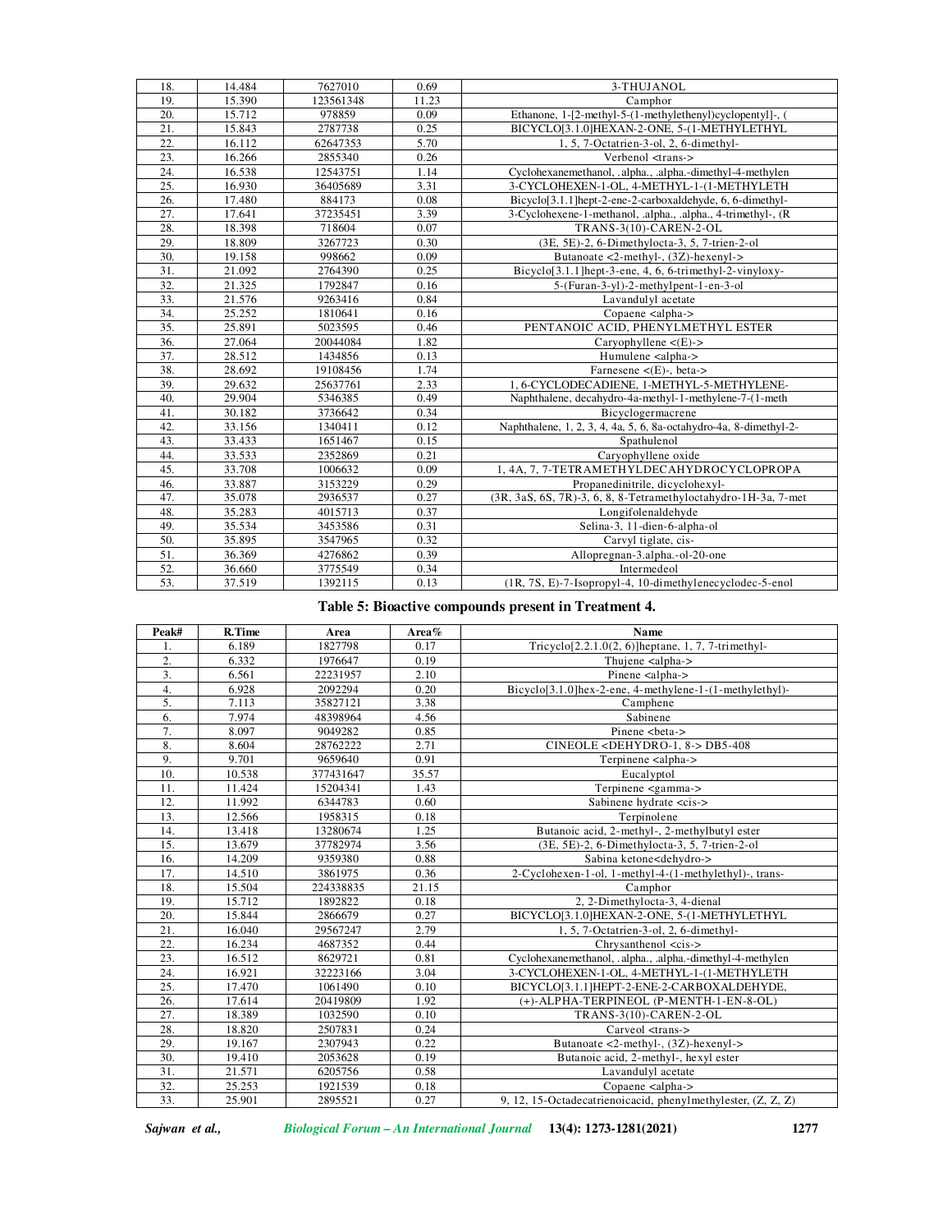| 18. | 14.484 | 7627010 | 0.69 | 3-THUJANOL |
|---|---|---|---|---|
| 19. | 15.390 | 123561348 | 11.23 | Camphor |
| 20. | 15.712 | 978859 | 0.09 | Ethanone, 1-[2-methyl-5-(1-methylethenyl)cyclopentyl]-, ( |
| 21. | 15.843 | 2787738 | 0.25 | BICYCLO[3.1.0]HEXAN-2-ONE, 5-(1-METHYLETHYL |
| 22. | 16.112 | 62647353 | 5.70 | 1, 5, 7-Octatrien-3-ol, 2, 6-dimethyl- |
| 23. | 16.266 | 2855340 | 0.26 | Verbenol <trans-> |
| 24. | 16.538 | 12543751 | 1.14 | Cyclohexanemethanol, .alpha., .alpha.-dimethyl-4-methylen |
| 25. | 16.930 | 36405689 | 3.31 | 3-CYCLOHEXEN-1-OL, 4-METHYL-1-(1-METHYLETH |
| 26. | 17.480 | 884173 | 0.08 | Bicyclo[3.1.1]hept-2-ene-2-carboxaldehyde, 6, 6-dimethyl- |
| 27. | 17.641 | 37235451 | 3.39 | 3-Cyclohexene-1-methanol, .alpha., .alpha., 4-trimethyl-, (R |
| 28. | 18.398 | 718604 | 0.07 | TRANS-3(10)-CAREN-2-OL |
| 29. | 18.809 | 3267723 | 0.30 | (3E, 5E)-2, 6-Dimethylocta-3, 5, 7-trien-2-ol |
| 30. | 19.158 | 998662 | 0.09 | Butanoate <2-methyl-, (3Z)-hexenyl-> |
| 31. | 21.092 | 2764390 | 0.25 | Bicyclo[3.1.1]hept-3-ene, 4, 6, 6-trimethyl-2-vinyloxy- |
| 32. | 21.325 | 1792847 | 0.16 | 5-(Furan-3-yl)-2-methylpent-1-en-3-ol |
| 33. | 21.576 | 9263416 | 0.84 | Lavandulyl acetate |
| 34. | 25.252 | 1810641 | 0.16 | Copaene <alpha-> |
| 35. | 25.891 | 5023595 | 0.46 | PENTANOIC ACID, PHENYLMETHYL ESTER |
| 36. | 27.064 | 20044084 | 1.82 | Caryophyllene <(E)-> |
| 37. | 28.512 | 1434856 | 0.13 | Humulene <alpha-> |
| 38. | 28.692 | 19108456 | 1.74 | Farnesene <(E)-, beta-> |
| 39. | 29.632 | 25637761 | 2.33 | 1, 6-CYCLODECADIENE, 1-METHYL-5-METHYLENE- |
| 40. | 29.904 | 5346385 | 0.49 | Naphthalene, decahydro-4a-methyl-1-methylene-7-(1-meth |
| 41. | 30.182 | 3736642 | 0.34 | Bicyclogermacrene |
| 42. | 33.156 | 1340411 | 0.12 | Naphthalene, 1, 2, 3, 4, 4a, 5, 6, 8a-octahydro-4a, 8-dimethyl-2- |
| 43. | 33.433 | 1651467 | 0.15 | Spathulenol |
| 44. | 33.533 | 2352869 | 0.21 | Caryophyllene oxide |
| 45. | 33.708 | 1006632 | 0.09 | 1, 4A, 7, 7-TETRAMETHYLDECAHYDROCYCLOPROPA |
| 46. | 33.887 | 3153229 | 0.29 | Propanedinitrile, dicyclohexyl- |
| 47. | 35.078 | 2936537 | 0.27 | (3R, 3aS, 6S, 7R)-3, 6, 8, 8-Tetramethyloctahydro-1H-3a, 7-met |
| 48. | 35.283 | 4015713 | 0.37 | Longifolenaldehyde |
| 49. | 35.534 | 3453586 | 0.31 | Selina-3, 11-dien-6-alpha-ol |
| 50. | 35.895 | 3547965 | 0.32 | Carvyl tiglate, cis- |
| 51. | 36.369 | 4276862 | 0.39 | Allopregnan-3.alpha.-ol-20-one |
| 52. | 36.660 | 3775549 | 0.34 | Intermedeol |
| 53. | 37.519 | 1392115 | 0.13 | (1R, 7S, E)-7-Isopropyl-4, 10-dimethylenecyclodec-5-enol |

**Table 5: Bioactive compounds present in Treatment 4.**

| Peak# | R.Time | Area | Area% | Name |
|---|---|---|---|---|
| 1. | 6.189 | 1827798 | 0.17 | Tricyclo[2.2.1.0(2, 6)]heptane, 1, 7, 7-trimethyl- |
| 2. | 6.332 | 1976647 | 0.19 | Thujene <alpha-> |
| 3. | 6.561 | 22231957 | 2.10 | Pinene <alpha-> |
| 4. | 6.928 | 2092294 | 0.20 | Bicyclo[3.1.0]hex-2-ene, 4-methylene-1-(1-methylethyl)- |
| 5. | 7.113 | 35827121 | 3.38 | Camphene |
| 6. | 7.974 | 48398964 | 4.56 | Sabinene |
| 7. | 8.097 | 9049282 | 0.85 | Pinene <beta-> |
| 8. | 8.604 | 28762222 | 2.71 | CINEOLE <DEHYDRO-1, 8-> DB5-408 |
| 9. | 9.701 | 9659640 | 0.91 | Terpinene <alpha-> |
| 10. | 10.538 | 377431647 | 35.57 | Eucalyptol |
| 11. | 11.424 | 15204341 | 1.43 | Terpinene <gamma-> |
| 12. | 11.992 | 6344783 | 0.60 | Sabinene hydrate <cis-> |
| 13. | 12.566 | 1958315 | 0.18 | Terpinolene |
| 14. | 13.418 | 13280674 | 1.25 | Butanoic acid, 2-methyl-, 2-methylbutyl ester |
| 15. | 13.679 | 37782974 | 3.56 | (3E, 5E)-2, 6-Dimethylocta-3, 5, 7-trien-2-ol |
| 16. | 14.209 | 9359380 | 0.88 | Sabina ketone<dehydro-> |
| 17. | 14.510 | 3861975 | 0.36 | 2-Cyclohexen-1-ol, 1-methyl-4-(1-methylethyl)-, trans- |
| 18. | 15.504 | 224338835 | 21.15 | Camphor |
| 19. | 15.712 | 1892822 | 0.18 | 2, 2-Dimethylocta-3, 4-dienal |
| 20. | 15.844 | 2866679 | 0.27 | BICYCLO[3.1.0]HEXAN-2-ONE, 5-(1-METHYLETHYL |
| 21. | 16.040 | 29567247 | 2.79 | 1, 5, 7-Octatrien-3-ol, 2, 6-dimethyl- |
| 22. | 16.234 | 4687352 | 0.44 | Chrysanthenol <cis-> |
| 23. | 16.512 | 8629721 | 0.81 | Cyclohexanemethanol, .alpha., .alpha.-dimethyl-4-methylen |
| 24. | 16.921 | 32223166 | 3.04 | 3-CYCLOHEXEN-1-OL, 4-METHYL-1-(1-METHYLETH |
| 25. | 17.470 | 1061490 | 0.10 | BICYCLO[3.1.1]HEPT-2-ENE-2-CARBOXALDEHYDE, |
| 26. | 17.614 | 20419809 | 1.92 | (+)-ALPHA-TERPINEOL (P-MENTH-1-EN-8-OL) |
| 27. | 18.389 | 1032590 | 0.10 | TRANS-3(10)-CAREN-2-OL |
| 28. | 18.820 | 2507831 | 0.24 | Carveol <trans-> |
| 29. | 19.167 | 2307943 | 0.22 | Butanoate <2-methyl-, (3Z)-hexenyl-> |
| 30. | 19.410 | 2053628 | 0.19 | Butanoic acid, 2-methyl-, hexyl ester |
| 31. | 21.571 | 6205756 | 0.58 | Lavandulyl acetate |
| 32. | 25.253 | 1921539 | 0.18 | Copaene <alpha-> |
| 33. | 25.901 | 2895521 | 0.27 | 9, 12, 15-Octadecatrienoicacid, phenylmethylester, (Z, Z, Z) |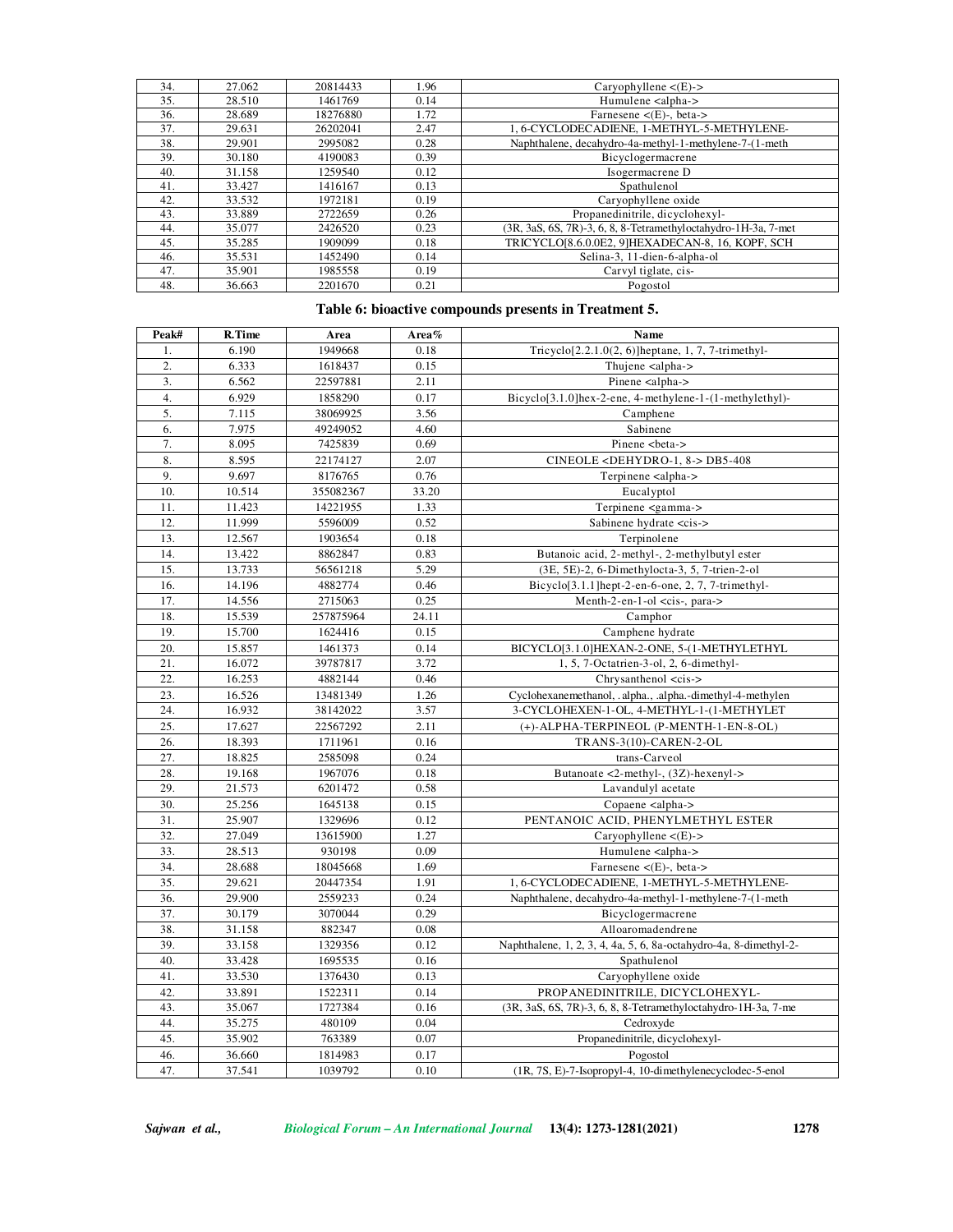| 34. | 27.062 | 20814433 | 1.96 | Caryophyllene <(E)-> |
|---|---|---|---|---|
| 35. | 28.510 | 1461769 | 0.14 | Humulene <alpha-> |
| 36. | 28.689 | 18276880 | 1.72 | Farnesene <(E)-, beta-> |
| 37. | 29.631 | 26202041 | 2.47 | 1, 6-CYCLODECADIENE, 1-METHYL-5-METHYLENE- |
| 38. | 29.901 | 2995082 | 0.28 | Naphthalene, decahydro-4a-methyl-1-methylene-7-(1-meth |
| 39. | 30.180 | 4190083 | 0.39 | Bicyclogermacrene |
| 40. | 31.158 | 1259540 | 0.12 | Isogermacrene D |
| 41. | 33.427 | 1416167 | 0.13 | Spathulenol |
| 42. | 33.532 | 1972181 | 0.19 | Caryophyllene oxide |
| 43. | 33.889 | 2722659 | 0.26 | Propanedinitrile, dicyclohexyl- |
| 44. | 35.077 | 2426520 | 0.23 | (3R, 3aS, 6S, 7R)-3, 6, 8, 8-Tetramethyloctahydro-1H-3a, 7-met |
| 45. | 35.285 | 1909099 | 0.18 | TRICYCLO[8.6.0.0E2, 9]HEXADECAN-8, 16, KOPF, SCH |
| 46. | 35.531 | 1452490 | 0.14 | Selina-3, 11-dien-6-alpha-ol |
| 47. | 35.901 | 1985558 | 0.19 | Carvyl tiglate, cis- |
| 48. | 36.663 | 2201670 | 0.21 | Pogostol |

**Table 6: bioactive compounds presents in Treatment 5.**

| Peak# | R.Time | Area | Area% | Name |
|---|---|---|---|---|
| 1. | 6.190 | 1949668 | 0.18 | Tricyclo[2.2.1.0(2, 6)]heptane, 1, 7, 7-trimethyl- |
| 2. | 6.333 | 1618437 | 0.15 | Thujene <alpha-> |
| 3. | 6.562 | 22597881 | 2.11 | Pinene <alpha-> |
| 4. | 6.929 | 1858290 | 0.17 | Bicyclo[3.1.0]hex-2-ene, 4-methylene-1-(1-methylethyl)- |
| 5. | 7.115 | 38069925 | 3.56 | Camphene |
| 6. | 7.975 | 49249052 | 4.60 | Sabinene |
| 7. | 8.095 | 7425839 | 0.69 | Pinene <beta-> |
| 8. | 8.595 | 22174127 | 2.07 | CINEOLE <DEHYDRO-1, 8-> DB5-408 |
| 9. | 9.697 | 8176765 | 0.76 | Terpinene <alpha-> |
| 10. | 10.514 | 355082367 | 33.20 | Eucalyptol |
| 11. | 11.423 | 14221955 | 1.33 | Terpinene <gamma-> |
| 12. | 11.999 | 5596009 | 0.52 | Sabinene hydrate <cis-> |
| 13. | 12.567 | 1903654 | 0.18 | Terpinolene |
| 14. | 13.422 | 8862847 | 0.83 | Butanoic acid, 2-methyl-, 2-methylbutyl ester |
| 15. | 13.733 | 56561218 | 5.29 | (3E, 5E)-2, 6-Dimethylocta-3, 5, 7-trien-2-ol |
| 16. | 14.196 | 4882774 | 0.46 | Bicyclo[3.1.1]hept-2-en-6-one, 2, 7, 7-trimethyl- |
| 17. | 14.556 | 2715063 | 0.25 | Menth-2-en-1-ol <cis-, para-> |
| 18. | 15.539 | 257875964 | 24.11 | Camphor |
| 19. | 15.700 | 1624416 | 0.15 | Camphene hydrate |
| 20. | 15.857 | 1461373 | 0.14 | BICYCLO[3.1.0]HEXAN-2-ONE, 5-(1-METHYLETHYL |
| 21. | 16.072 | 39787817 | 3.72 | 1, 5, 7-Octatrien-3-ol, 2, 6-dimethyl- |
| 22. | 16.253 | 4882144 | 0.46 | Chrysanthenol <cis-> |
| 23. | 16.526 | 13481349 | 1.26 | Cyclohexanemethanol, .alpha., .alpha.-dimethyl-4-methylen |
| 24. | 16.932 | 38142022 | 3.57 | 3-CYCLOHEXEN-1-OL, 4-METHYL-1-(1-METHYLET |
| 25. | 17.627 | 22567292 | 2.11 | (+)-ALPHA-TERPINEOL (P-MENTH-1-EN-8-OL) |
| 26. | 18.393 | 1711961 | 0.16 | TRANS-3(10)-CAREN-2-OL |
| 27. | 18.825 | 2585098 | 0.24 | trans-Carveol |
| 28. | 19.168 | 1967076 | 0.18 | Butanoate <2-methyl-, (3Z)-hexenyl-> |
| 29. | 21.573 | 6201472 | 0.58 | Lavandulyl acetate |
| 30. | 25.256 | 1645138 | 0.15 | Copaene <alpha-> |
| 31. | 25.907 | 1329696 | 0.12 | PENTANOIC ACID, PHENYLMETHYL ESTER |
| 32. | 27.049 | 13615900 | 1.27 | Caryophyllene <(E)-> |
| 33. | 28.513 | 930198 | 0.09 | Humulene <alpha-> |
| 34. | 28.688 | 18045668 | 1.69 | Farnesene <(E)-, beta-> |
| 35. | 29.621 | 20447354 | 1.91 | 1, 6-CYCLODECADIENE, 1-METHYL-5-METHYLENE- |
| 36. | 29.900 | 2559233 | 0.24 | Naphthalene, decahydro-4a-methyl-1-methylene-7-(1-meth |
| 37. | 30.179 | 3070044 | 0.29 | Bicyclogermacrene |
| 38. | 31.158 | 882347 | 0.08 | Alloaromadendrene |
| 39. | 33.158 | 1329356 | 0.12 | Naphthalene, 1, 2, 3, 4, 4a, 5, 6, 8a-octahydro-4a, 8-dimethyl-2- |
| 40. | 33.428 | 1695535 | 0.16 | Spathulenol |
| 41. | 33.530 | 1376430 | 0.13 | Caryophyllene oxide |
| 42. | 33.891 | 1522311 | 0.14 | PROPANEDINITRILE, DICYCLOHEXYL- |
| 43. | 35.067 | 1727384 | 0.16 | (3R, 3aS, 6S, 7R)-3, 6, 8, 8-Tetramethyloctahydro-1H-3a, 7-me |
| 44. | 35.275 | 480109 | 0.04 | Cedroxyde |
| 45. | 35.902 | 763389 | 0.07 | Propanedinitrile, dicyclohexyl- |
| 46. | 36.660 | 1814983 | 0.17 | Pogostol |
| 47. | 37.541 | 1039792 | 0.10 | (1R, 7S, E)-7-Isopropyl-4, 10-dimethylenecyclodec-5-enol |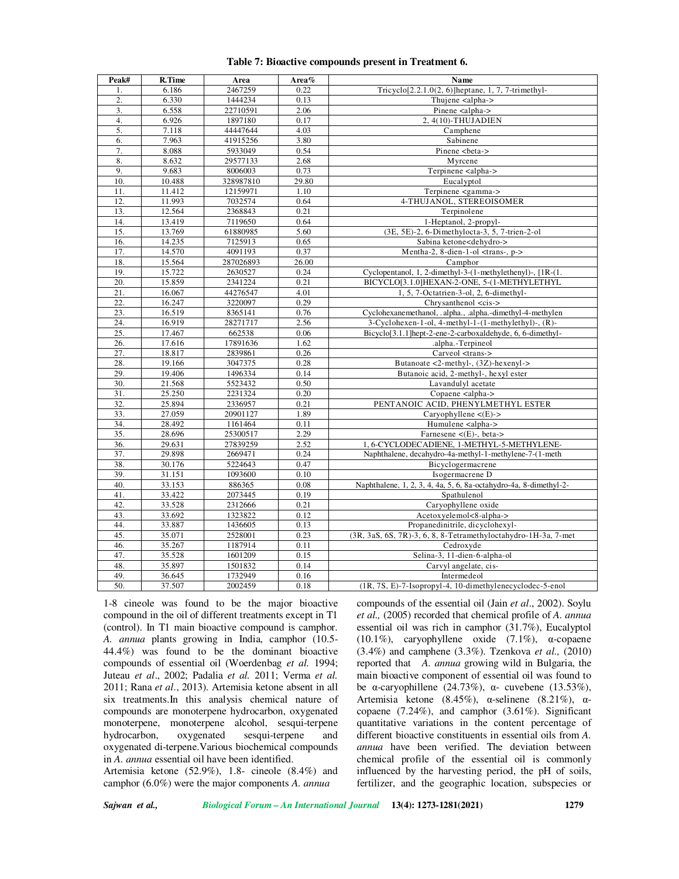**Table 7: Bioactive compounds present in Treatment 6.**

| Peak# | R.Time | Area | Area% | Name |
|---|---|---|---|---|
| 1. | 6.186 | 2467259 | 0.22 | Tricyclo[2.2.1.0(2, 6)]heptane, 1, 7, 7-trimethyl- |
| 2. | 6.330 | 1444234 | 0.13 | Thujene <alpha-> |
| 3. | 6.558 | 22710591 | 2.06 | Pinene <alpha-> |
| 4. | 6.926 | 1897180 | 0.17 | 2, 4(10)-THUJADIEN |
| 5. | 7.118 | 44447644 | 4.03 | Camphene |
| 6. | 7.963 | 41915256 | 3.80 | Sabinene |
| 7. | 8.088 | 5933049 | 0.54 | Pinene <beta-> |
| 8. | 8.632 | 29577133 | 2.68 | Myrcene |
| 9. | 9.683 | 8006003 | 0.73 | Terpinene <alpha-> |
| 10. | 10.488 | 328987810 | 29.80 | Eucalyptol |
| 11. | 11.412 | 12159971 | 1.10 | Terpinene <gamma-> |
| 12. | 11.993 | 7032574 | 0.64 | 4-THUJANOL, STEREOISOMER |
| 13. | 12.564 | 2368843 | 0.21 | Terpinolene |
| 14. | 13.419 | 7119650 | 0.64 | 1-Heptanol, 2-propyl- |
| 15. | 13.769 | 61880985 | 5.60 | (3E, 5E)-2, 6-Dimethylocta-3, 5, 7-trien-2-ol |
| 16. | 14.235 | 7125913 | 0.65 | Sabina ketone<dehydro-> |
| 17. | 14.570 | 4091193 | 0.37 | Mentha-2, 8-dien-1-ol <trans-, p-> |
| 18. | 15.564 | 287026893 | 26.00 | Camphor |
| 19. | 15.722 | 2630527 | 0.24 | Cyclopentanol, 1, 2-dimethyl-3-(1-methylethenyl)-, [1R-(1. |
| 20. | 15.859 | 2341224 | 0.21 | BICYCLO[3.1.0]HEXAN-2-ONE, 5-(1-METHYLETHYL |
| 21. | 16.067 | 44276547 | 4.01 | 1, 5, 7-Octatrien-3-ol, 2, 6-dimethyl- |
| 22. | 16.247 | 3220097 | 0.29 | Chrysanthenol <cis-> |
| 23. | 16.519 | 8365141 | 0.76 | Cyclohexanemethanol, .alpha., .alpha.-dimethyl-4-methylen |
| 24. | 16.919 | 28271717 | 2.56 | 3-Cyclohexen-1-ol, 4-methyl-1-(1-methylethyl)-, (R)- |
| 25. | 17.467 | 662538 | 0.06 | Bicyclo[3.1.1]hept-2-ene-2-carboxaldehyde, 6, 6-dimethyl- |
| 26. | 17.616 | 17891636 | 1.62 | .alpha.-Terpineol |
| 27. | 18.817 | 2839861 | 0.26 | Carveol <trans-> |
| 28. | 19.166 | 3047375 | 0.28 | Butanoate <2-methyl-, (3Z)-hexenyl-> |
| 29. | 19.406 | 1496334 | 0.14 | Butanoic acid, 2-methyl-, hexyl ester |
| 30. | 21.568 | 5523432 | 0.50 | Lavandulyl acetate |
| 31. | 25.250 | 2231324 | 0.20 | Copaene <alpha-> |
| 32. | 25.894 | 2336957 | 0.21 | PENTANOIC ACID, PHENYLMETHYL ESTER |
| 33. | 27.059 | 20901127 | 1.89 | Caryophyllene <(E)-> |
| 34. | 28.492 | 1161464 | 0.11 | Humulene <alpha-> |
| 35. | 28.696 | 25300517 | 2.29 | Farnesene <(E)-, beta-> |
| 36. | 29.631 | 27839259 | 2.52 | 1, 6-CYCLODECADIENE, 1-METHYL-5-METHYLENE- |
| 37. | 29.898 | 2669471 | 0.24 | Naphthalene, decahydro-4a-methyl-1-methylene-7-(1-meth |
| 38. | 30.176 | 5224643 | 0.47 | Bicyclogermacrene |
| 39. | 31.151 | 1093600 | 0.10 | Isogermacrene D |
| 40. | 33.153 | 886365 | 0.08 | Naphthalene, 1, 2, 3, 4, 4a, 5, 6, 8a-octahydro-4a, 8-dimethyl-2- |
| 41. | 33.422 | 2073445 | 0.19 | Spathulenol |
| 42. | 33.528 | 2312666 | 0.21 | Caryophyllene oxide |
| 43. | 33.692 | 1323822 | 0.12 | Acetoxyelemol<8-alpha-> |
| 44. | 33.887 | 1436605 | 0.13 | Propanedinitrile, dicyclohexyl- |
| 45. | 35.071 | 2528001 | 0.23 | (3R, 3aS, 6S, 7R)-3, 6, 8, 8-Tetramethyloctahydro-1H-3a, 7-met |
| 46. | 35.267 | 1187914 | 0.11 | Cedroxyde |
| 47. | 35.528 | 1601209 | 0.15 | Selina-3, 11-dien-6-alpha-ol |
| 48. | 35.897 | 1501832 | 0.14 | Carvyl angelate, cis- |
| 49. | 36.645 | 1732949 | 0.16 | Intermedeol |
| 50. | 37.507 | 2002459 | 0.18 | (1R, 7S, E)-7-Isopropyl-4, 10-dimethylenecyclodec-5-enol |

1-8 cineole was found to be the major bioactive compound in the oil of different treatments except in T1 (control). In T1 main bioactive compound is camphor. *A. annua* plants growing in India, camphor (10.5-44.4%) was found to be the dominant bioactive compounds of essential oil (Woerdenbag *et al.* 1994; Juteau *et al*., 2002; Padalia *et al.* 2011; Verma *et al.* 2011; Rana *et al*., 2013). Artemisia ketone absent in all six treatments.In this analysis chemical nature of compounds are monoterpene hydrocarbon, oxygenated monoterpene, monoterpene alcohol, sesqui-terpene hydrocarbon, oxygenated sesqui-terpene and oxygenated di-terpene.Various biochemical compounds in *A. annua* essential oil have been identified.

Artemisia ketone (52.9%), 1.8- cineole (8.4%) and camphor (6.0%) were the major components *A. annua* compounds of the essential oil (Jain *et al*., 2002). Soylu *et al.,* (2005) recorded that chemical profile of *A. annua* essential oil was rich in camphor (31.7%), Eucalyptol (10.1%), caryophyllene oxide (7.1%), α-copaene (3.4%) and camphene (3.3%). Tzenkova *et al.,* (2010) reported that *A. annua* growing wild in Bulgaria, the main bioactive component of essential oil was found to be α-caryophillene (24.73%), α- cuvebene (13.53%), Artemisia ketone (8.45%), α-selinene (8.21%), α-copaene (7.24%), and camphor (3.61%). Significant quantitative variations in the content percentage of different bioactive constituents in essential oils from *A. annua* have been verified. The deviation between chemical profile of the essential oil is commonly influenced by the harvesting period, the pH of soils, fertilizer, and the geographic location, subspecies or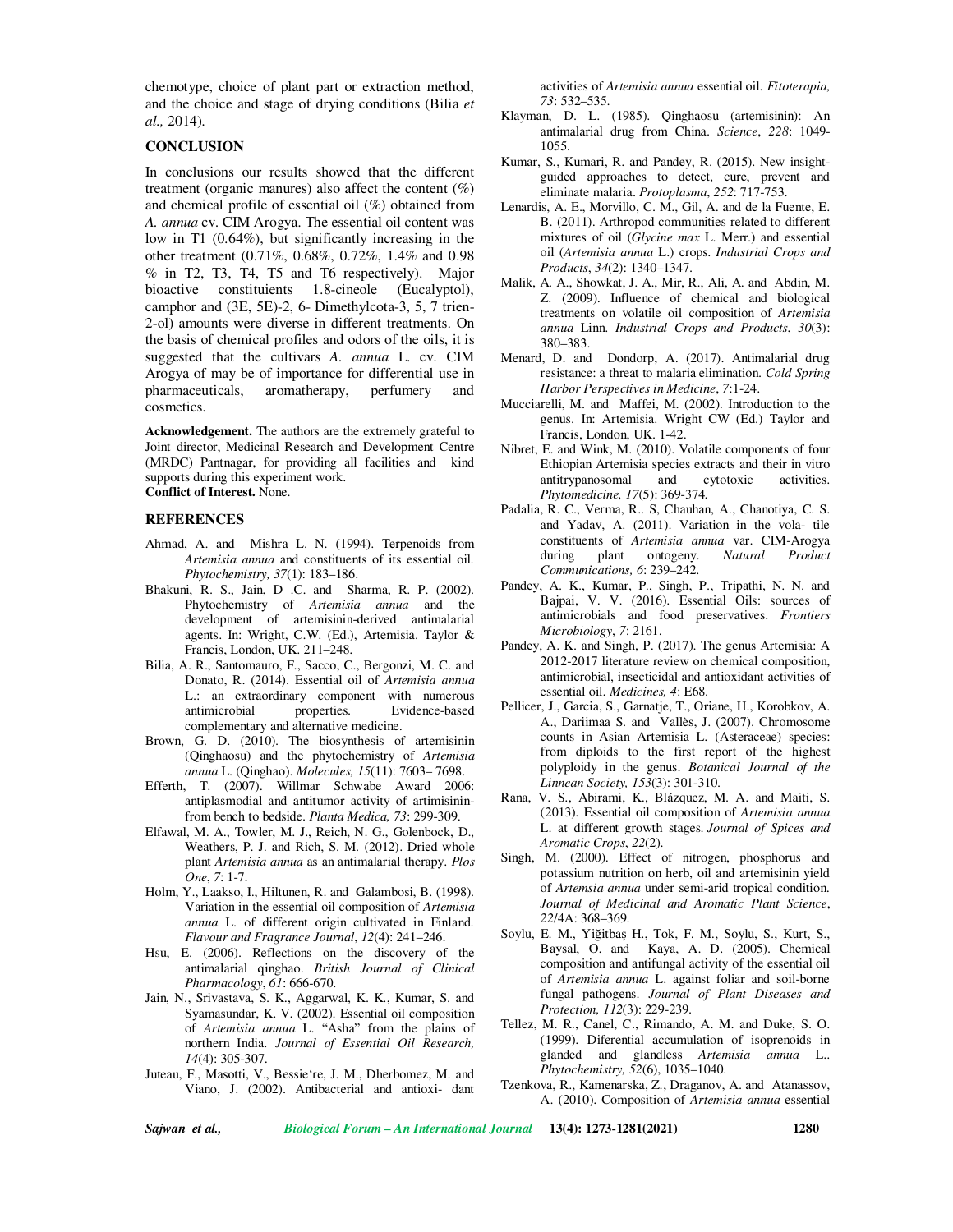chemotype, choice of plant part or extraction method, and the choice and stage of drying conditions (Bilia *et al.,* 2014).

## CONCLUSION

In conclusions our results showed that the different treatment (organic manures) also affect the content (%) and chemical profile of essential oil (%) obtained from *A. annua* cv. CIM Arogya. The essential oil content was low in T1 (0.64%), but significantly increasing in the other treatment (0.71%, 0.68%, 0.72%, 1.4% and 0.98 % in T2, T3, T4, T5 and T6 respectively). Major bioactive constituients 1.8-cineole (Eucalyptol), camphor and (3E, 5E)-2, 6- Dimethylcota-3, 5, 7 trien-2-ol) amounts were diverse in different treatments. On the basis of chemical profiles and odors of the oils, it is suggested that the cultivars *A. annua* L. cv. CIM Arogya of may be of importance for differential use in pharmaceuticals, aromatherapy, perfumery and cosmetics.

**Acknowledgement.** The authors are the extremely grateful to Joint director, Medicinal Research and Development Centre (MRDC) Pantnagar, for providing all facilities and kind supports during this experiment work.

**Conflict of Interest.** None.

## REFERENCES

Ahmad, A. and Mishra L. N. (1994). Terpenoids from *Artemisia annua* and constituents of its essential oil. *Phytochemistry, 37*(1): 183–186.

Bhakuni, R. S., Jain, D .C. and Sharma, R. P. (2002). Phytochemistry of *Artemisia annua* and the development of artemisinin-derived antimalarial agents. In: Wright, C.W. (Ed.), Artemisia. Taylor & Francis, London, UK. 211–248.

Bilia, A. R., Santomauro, F., Sacco, C., Bergonzi, M. C. and Donato, R. (2014). Essential oil of *Artemisia annua* L.: an extraordinary component with numerous antimicrobial properties. Evidence-based complementary and alternative medicine.

Brown, G. D. (2010). The biosynthesis of artemisinin (Qinghaosu) and the phytochemistry of *Artemisia annua* L. (Qinghao). *Molecules, 15*(11): 7603– 7698.

Efferth, T. (2007). Willmar Schwabe Award 2006: antiplasmodial and antitumor activity of artimisinin-from bench to bedside. *Planta Medica, 73*: 299-309.

Elfawal, M. A., Towler, M. J., Reich, N. G., Golenbock, D., Weathers, P. J. and Rich, S. M. (2012). Dried whole plant *Artemisia annua* as an antimalarial therapy. *Plos One*, *7*: 1-7.

Holm, Y., Laakso, I., Hiltunen, R. and Galambosi, B. (1998). Variation in the essential oil composition of *Artemisia annua* L. of different origin cultivated in Finland. *Flavour and Fragrance Journal*, *12*(4): 241–246.

Hsu, E. (2006). Reflections on the discovery of the antimalarial qinghao. *British Journal of Clinical Pharmacology*, *61*: 666-670.

Jain, N., Srivastava, S. K., Aggarwal, K. K., Kumar, S. and Syamasundar, K. V. (2002). Essential oil composition of *Artemisia annua* L. "Asha" from the plains of northern India. *Journal of Essential Oil Research, 14*(4): 305-307.

Juteau, F., Masotti, V., Bessie're, J. M., Dherbomez, M. and Viano, J. (2002). Antibacterial and antioxi- dant activities of *Artemisia annua* essential oil. *Fitoterapia, 73*: 532–535.

Klayman, D. L. (1985). Qinghaosu (artemisinin): An antimalarial drug from China. *Science*, *228*: 1049-1055.

Kumar, S., Kumari, R. and Pandey, R. (2015). New insight-guided approaches to detect, cure, prevent and eliminate malaria. *Protoplasma*, *252*: 717-753.

Lenardis, A. E., Morvillo, C. M., Gil, A. and de la Fuente, E. B. (2011). Arthropod communities related to different mixtures of oil (*Glycine max* L. Merr.) and essential oil (*Artemisia annua* L.) crops. *Industrial Crops and Products*, *34*(2): 1340–1347.

Malik, A. A., Showkat, J. A., Mir, R., Ali, A. and Abdin, M. Z. (2009). Influence of chemical and biological treatments on volatile oil composition of *Artemisia annua* Linn. *Industrial Crops and Products*, *30*(3): 380–383.

Menard, D. and Dondorp, A. (2017). Antimalarial drug resistance: a threat to malaria elimination. *Cold Spring Harbor Perspectives in Medicine*, *7*:1-24.

Mucciarelli, M. and Maffei, M. (2002). Introduction to the genus. In: Artemisia. Wright CW (Ed.) Taylor and Francis, London, UK. 1-42.

Nibret, E. and Wink, M. (2010). Volatile components of four Ethiopian Artemisia species extracts and their in vitro antitrypanosomal and cytotoxic activities. *Phytomedicine, 17*(5): 369-374.

Padalia, R. C., Verma, R.. S, Chauhan, A., Chanotiya, C. S. and Yadav, A. (2011). Variation in the vola- tile constituents of *Artemisia annua* var. CIM-Arogya during plant ontogeny. *Natural Product Communications, 6*: 239–242.

Pandey, A. K., Kumar, P., Singh, P., Tripathi, N. N. and Bajpai, V. V. (2016). Essential Oils: sources of antimicrobials and food preservatives. *Frontiers Microbiology*, *7*: 2161.

Pandey, A. K. and Singh, P. (2017). The genus Artemisia: A 2012-2017 literature review on chemical composition, antimicrobial, insecticidal and antioxidant activities of essential oil. *Medicines, 4*: E68.

Pellicer, J., Garcia, S., Garnatje, T., Oriane, H., Korobkov, A. A., Dariimaa S. and Vallès, J. (2007). Chromosome counts in Asian Artemisia L. (Asteraceae) species: from diploids to the first report of the highest polyploidy in the genus. *Botanical Journal of the Linnean Society, 153*(3): 301-310.

Rana, V. S., Abirami, K., Blázquez, M. A. and Maiti, S. (2013). Essential oil composition of *Artemisia annua* L. at different growth stages. *Journal of Spices and Aromatic Crops*, *22*(2).

Singh, M. (2000). Effect of nitrogen, phosphorus and potassium nutrition on herb, oil and artemisinin yield of *Artemsia annua* under semi-arid tropical condition. *Journal of Medicinal and Aromatic Plant Science*, *22*/4A: 368–369.

Soylu, E. M., Yiğitbaş H., Tok, F. M., Soylu, S., Kurt, S., Baysal, O. and Kaya, A. D. (2005). Chemical composition and antifungal activity of the essential oil of *Artemisia annua* L. against foliar and soil-borne fungal pathogens. *Journal of Plant Diseases and Protection, 112*(3): 229-239.

Tellez, M. R., Canel, C., Rimando, A. M. and Duke, S. O. (1999). Diferential accumulation of isoprenoids in glanded and glandless *Artemisia annua* L.. *Phytochemistry, 52*(6), 1035–1040.

Tzenkova, R., Kamenarska, Z., Draganov, A. and Atanassov, A. (2010). Composition of *Artemisia annua* essential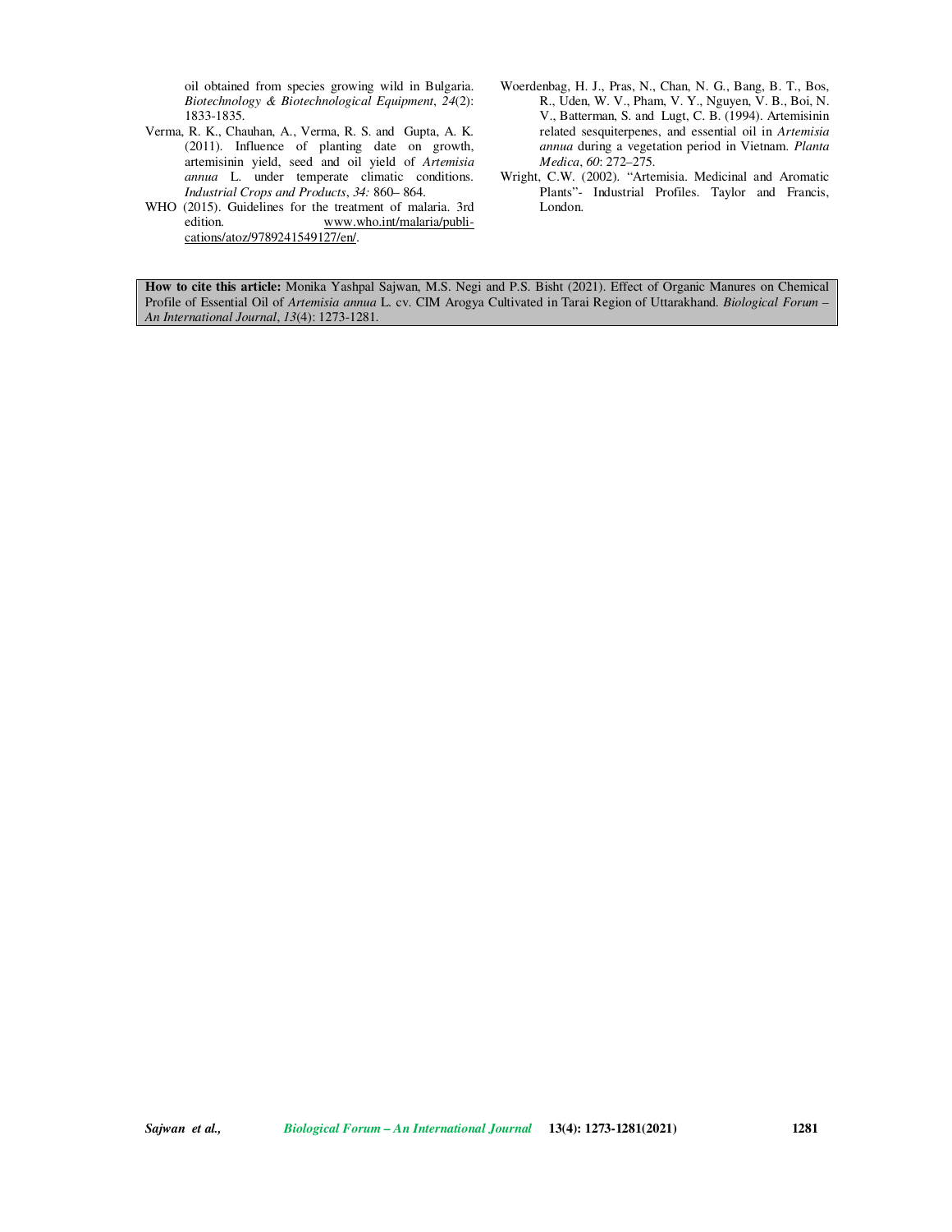oil obtained from species growing wild in Bulgaria. *Biotechnology & Biotechnological Equipment*, *24*(2): 1833-1835.

Verma, R. K., Chauhan, A., Verma, R. S. and Gupta, A. K. (2011). Influence of planting date on growth, artemisinin yield, seed and oil yield of *Artemisia annua* L. under temperate climatic conditions. *Industrial Crops and Products*, *34:* 860– 864.

WHO (2015). Guidelines for the treatment of malaria. 3rd edition. www.who.int/malaria/publications/atoz/9789241549127/en/.

Woerdenbag, H. J., Pras, N., Chan, N. G., Bang, B. T., Bos, R., Uden, W. V., Pham, V. Y., Nguyen, V. B., Boi, N. V., Batterman, S. and Lugt, C. B. (1994). Artemisinin related sesquiterpenes, and essential oil in *Artemisia annua* during a vegetation period in Vietnam. *Planta Medica*, *60*: 272–275.

Wright, C.W. (2002). "Artemisia. Medicinal and Aromatic Plants"- Industrial Profiles. Taylor and Francis, London.

**How to cite this article:** Monika Yashpal Sajwan, M.S. Negi and P.S. Bisht (2021). Effect of Organic Manures on Chemical Profile of Essential Oil of *Artemisia annua* L. cv. CIM Arogya Cultivated in Tarai Region of Uttarakhand. *Biological Forum – An International Journal*, *13*(4): 1273-1281.